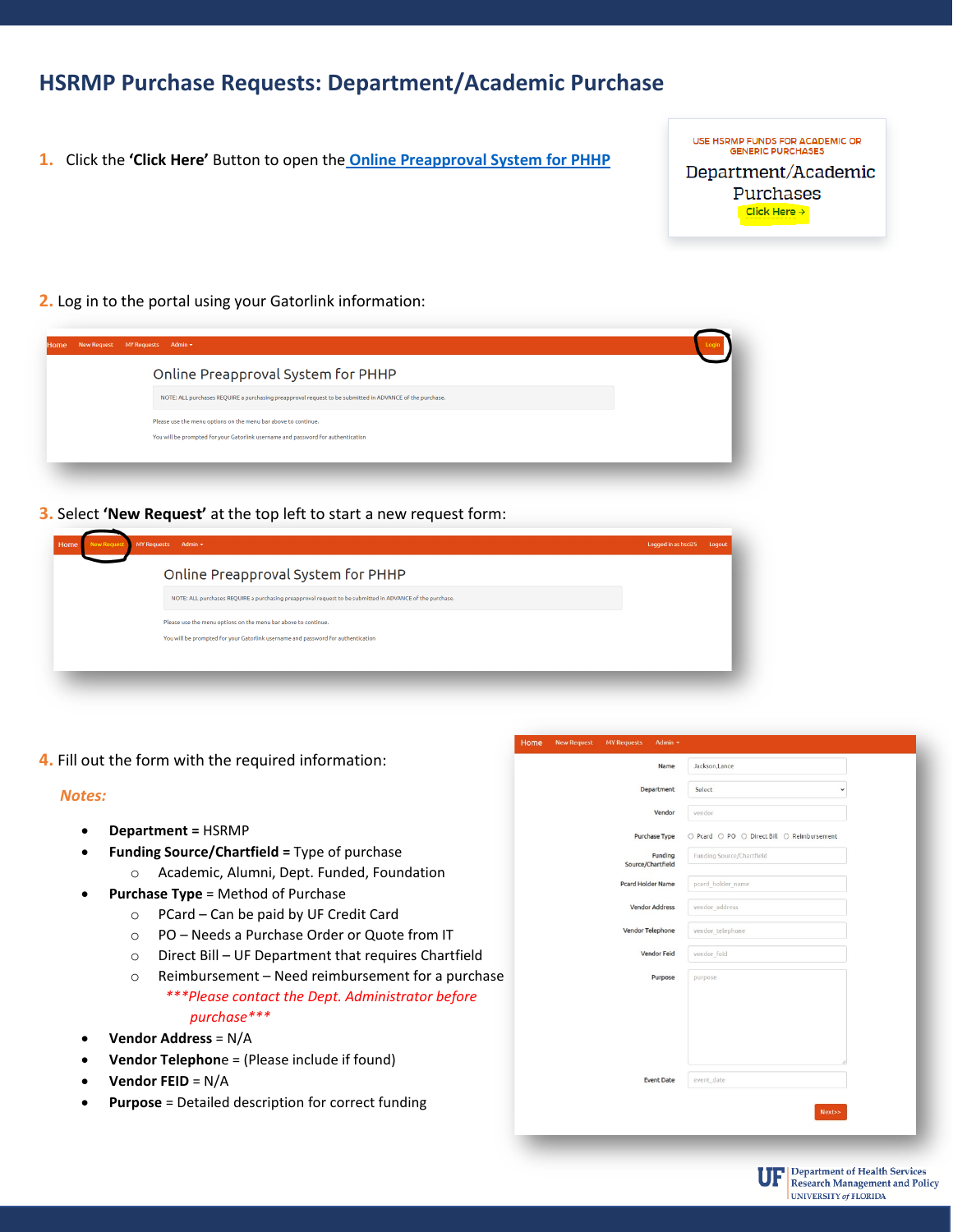# HSRMP Purchase Requests: Department/Academic Purchase

1. Click the **'Click Here'** Button to open the [Online Preapproval System for PHHP]()

USE HSRMP FUNDS FOR ACADEMIC OR GENERIC PURCHASES

Department/Academic Purchases

Click Here →

2. Log in to the portal using your Gatorlink information:

Home | New Request | MY Requests | Admin | Login

Online Preapproval System for PHHP

NOTE: ALL purchases REQUIRE a purchasing preapproval request to be submitted in ADVANCE of the purchase.

Please use the menu options on the menu bar above to continue.

You will be prompted for your Gatorlink username and password for authentication

3. Select **'New Request'** at the top left to start a new request form:

Home | New Request | MY Requests | Admin | Logged in as hsci25 | Logout

Online Preapproval System for PHHP

NOTE: ALL purchases REQUIRE a purchasing preapproval request to be submitted in ADVANCE of the purchase.

Please use the menu options on the menu bar above to continue.

You will be prompted for your Gatorlink username and password for authentication

4. Fill out the form with the required information:

*Notes:*

- **Department** = HSRMP
- **Funding Source/Chartfield** = Type of purchase
  - Academic, Alumni, Dept. Funded, Foundation
- **Purchase Type** = Method of Purchase
  - PCard – Can be paid by UF Credit Card
  - PO – Needs a Purchase Order or Quote from IT
  - Direct Bill – UF Department that requires Chartfield
  - Reimbursement – Need reimbursement for a purchase

    ****Please contact the Dept. Administrator before purchase****
- **Vendor Address** = N/A
- **Vendor Telephone** = (Please include if found)
- **Vendor FEID** = N/A
- **Purpose** = Detailed description for correct funding

Home | New Request | MY Requests | Admin

| Field | Value |
| --- | --- |
| Name | Jackson,Lance |
| Department | Select |
| Vendor | vendor |
| Purchase Type | ○ Pcard ○ PO ○ Direct Bill ○ Reimbursement |
| Funding Source/Chartfield | Funding Source/Chartfield |
| Pcard Holder Name | pcard_holder_name |
| Vendor Address | vendor_address |
| Vendor Telephone | vendor_telephone |
| Vendor Feid | vendor_feid |
| Purpose | purpose |
| Event Date | event_date |

Next>>

UF Department of Health Services Research Management and Policy, UNIVERSITY of FLORIDA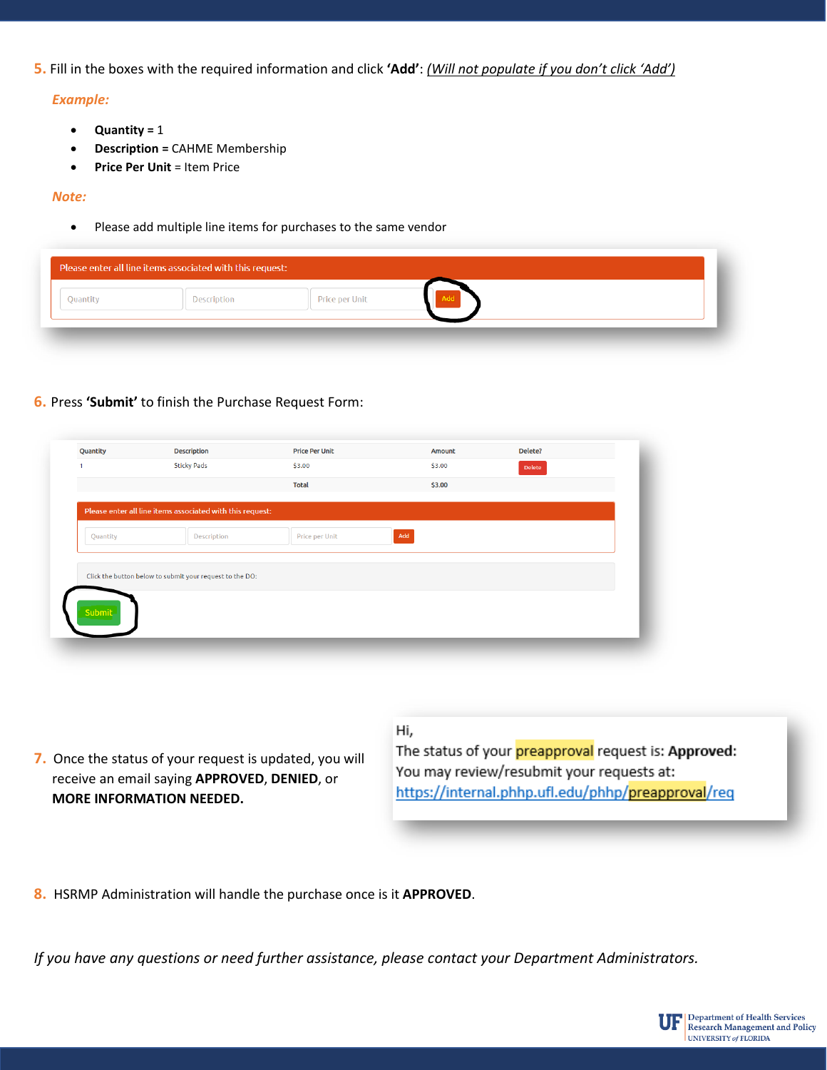5. Fill in the boxes with the required information and click **'Add'**: *(Will not populate if you don't click 'Add')*

***Example:***

- **Quantity** = 1
- **Description =** CAHME Membership
- **Price Per Unit** = Item Price

***Note:***

- Please add multiple line items for purchases to the same vendor

Please enter all line items associated with this request:

Quantity | Description | Price per Unit | Add

6. Press **'Submit'** to finish the Purchase Request Form:

| Quantity | Description | Price Per Unit | Amount | Delete? |
|---|---|---|---|---|
| 1 | Sticky Pads | $3.00 | $3.00 | Delete |
| | | Total | $3.00 | |

Please enter all line items associated with this request:

Quantity | Description | Price per Unit | Add

Click the button below to submit your request to the DO:

Submit

7. Once the status of your request is updated, you will receive an email saying **APPROVED**, **DENIED**, or **MORE INFORMATION NEEDED.**

Hi,
The status of your preapproval request is: **Approved:**
You may review/resubmit your requests at:
https://internal.phhp.ufl.edu/phhp/preapproval/req

8. HSRMP Administration will handle the purchase once is it **APPROVED**.

*If you have any questions or need further assistance, please contact your Department Administrators.*

UF Department of Health Services Research Management and Policy
UNIVERSITY of FLORIDA